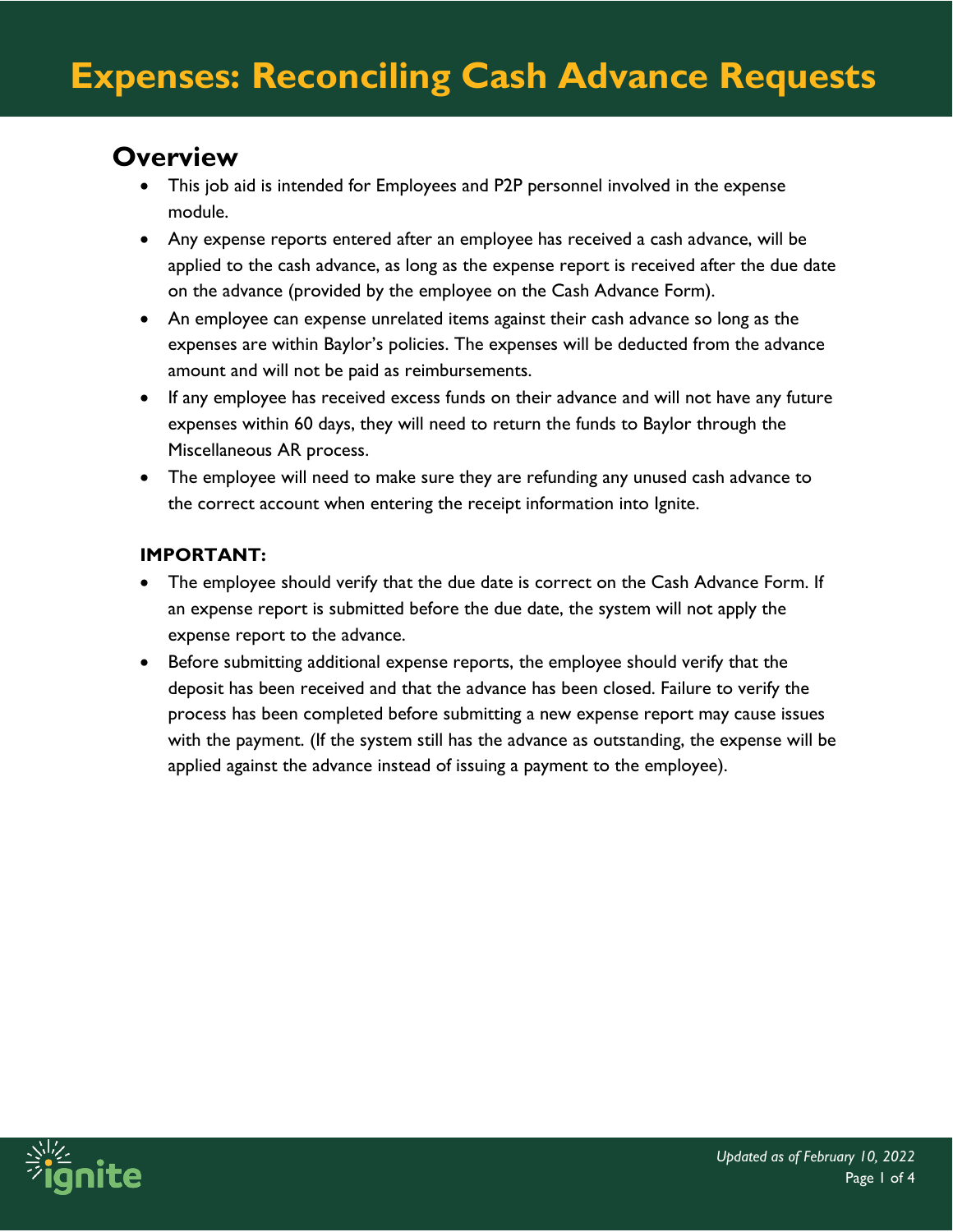# Expenses: Reconciling Cash Advance Requests

## Overview

- This job aid is intended for Employees and P2P personnel involved in the expense module.
- Any expense reports entered after an employee has received a cash advance, will be applied to the cash advance, as long as the expense report is received after the due date on the advance (provided by the employee on the Cash Advance Form).
- An employee can expense unrelated items against their cash advance so long as the expenses are within Baylor's policies. The expenses will be deducted from the advance amount and will not be paid as reimbursements.
- If any employee has received excess funds on their advance and will not have any future expenses within 60 days, they will need to return the funds to Baylor through the Miscellaneous AR process.
- The employee will need to make sure they are refunding any unused cash advance to the correct account when entering the receipt information into Ignite.

**IMPORTANT:**

- The employee should verify that the due date is correct on the Cash Advance Form. If an expense report is submitted before the due date, the system will not apply the expense report to the advance.
- Before submitting additional expense reports, the employee should verify that the deposit has been received and that the advance has been closed. Failure to verify the process has been completed before submitting a new expense report may cause issues with the payment. (If the system still has the advance as outstanding, the expense will be applied against the advance instead of issuing a payment to the employee).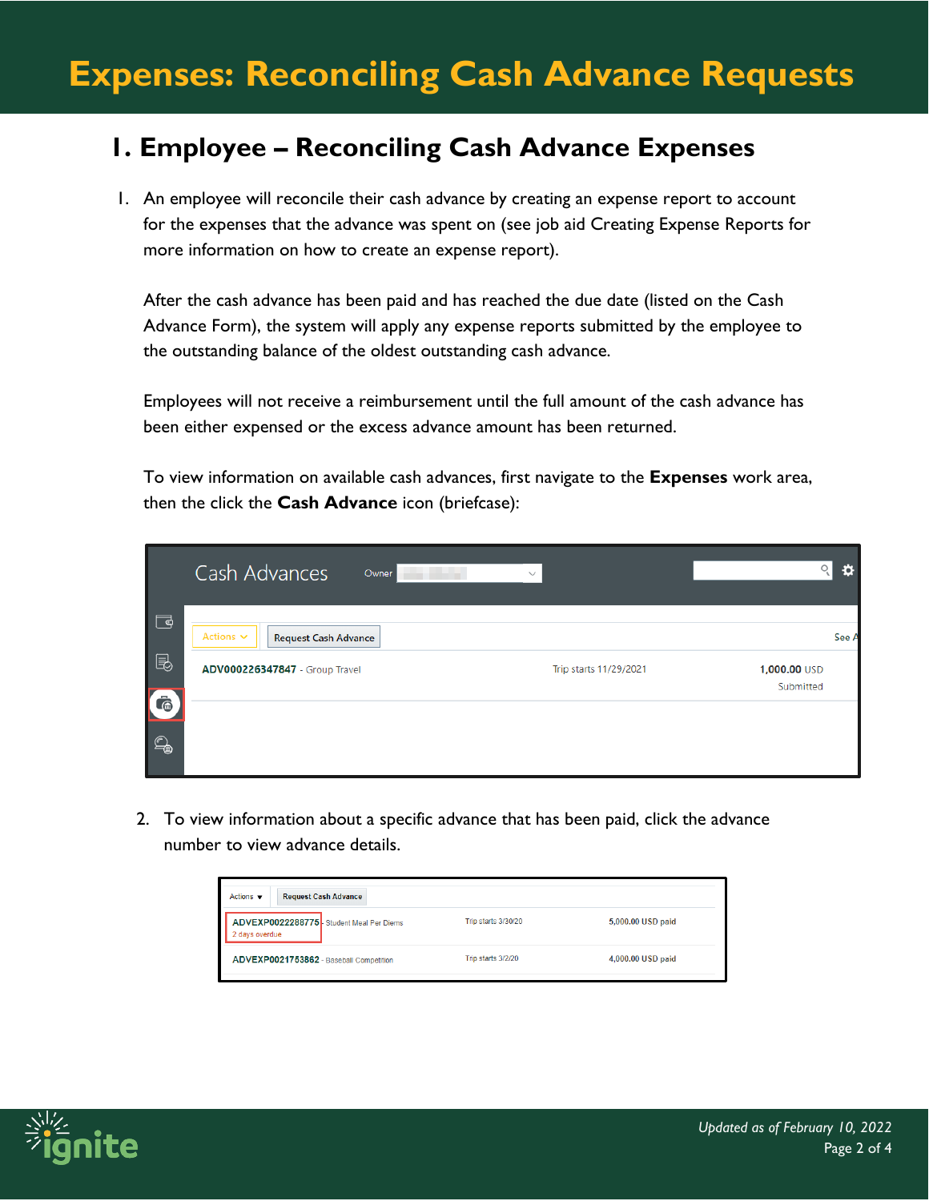# Expenses: Reconciling Cash Advance Requests

## I. Employee – Reconciling Cash Advance Expenses

1. An employee will reconcile their cash advance by creating an expense report to account for the expenses that the advance was spent on (see job aid Creating Expense Reports for more information on how to create an expense report).

   After the cash advance has been paid and has reached the due date (listed on the Cash Advance Form), the system will apply any expense reports submitted by the employee to the outstanding balance of the oldest outstanding cash advance.

   Employees will not receive a reimbursement until the full amount of the cash advance has been either expensed or the excess advance amount has been returned.

   To view information on available cash advances, first navigate to the **Expenses** work area, then the click the **Cash Advance** icon (briefcase):

2. To view information about a specific advance that has been paid, click the advance number to view advance details.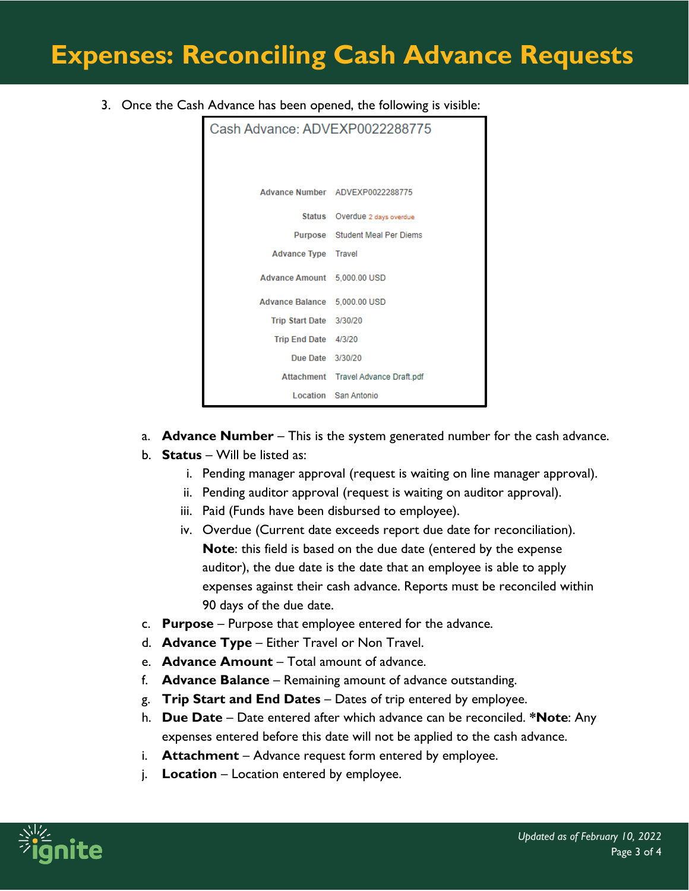# Expenses: Reconciling Cash Advance Requests

3. Once the Cash Advance has been opened, the following is visible:

**Cash Advance: ADVEXP0022288775**

| | |
|---|---|
| Advance Number | ADVEXP0022288775 |
| Status | Overdue 2 days overdue |
| Purpose | Student Meal Per Diems |
| Advance Type | Travel |
| Advance Amount | 5,000.00 USD |
| Advance Balance | 5,000.00 USD |
| Trip Start Date | 3/30/20 |
| Trip End Date | 4/3/20 |
| Due Date | 3/30/20 |
| Attachment | Travel Advance Draft.pdf |
| Location | San Antonio |

   a. **Advance Number** – This is the system generated number for the cash advance.
   b. **Status** – Will be listed as:
      i. Pending manager approval (request is waiting on line manager approval).
      ii. Pending auditor approval (request is waiting on auditor approval).
      iii. Paid (Funds have been disbursed to employee).
      iv. Overdue (Current date exceeds report due date for reconciliation). **Note**: this field is based on the due date (entered by the expense auditor), the due date is the date that an employee is able to apply expenses against their cash advance. Reports must be reconciled within 90 days of the due date.
   c. **Purpose** – Purpose that employee entered for the advance.
   d. **Advance Type** – Either Travel or Non Travel.
   e. **Advance Amount** – Total amount of advance.
   f. **Advance Balance** – Remaining amount of advance outstanding.
   g. **Trip Start and End Dates** – Dates of trip entered by employee.
   h. **Due Date** – Date entered after which advance can be reconciled. ***Note**: Any expenses entered before this date will not be applied to the cash advance.
   i. **Attachment** – Advance request form entered by employee.
   j. **Location** – Location entered by employee.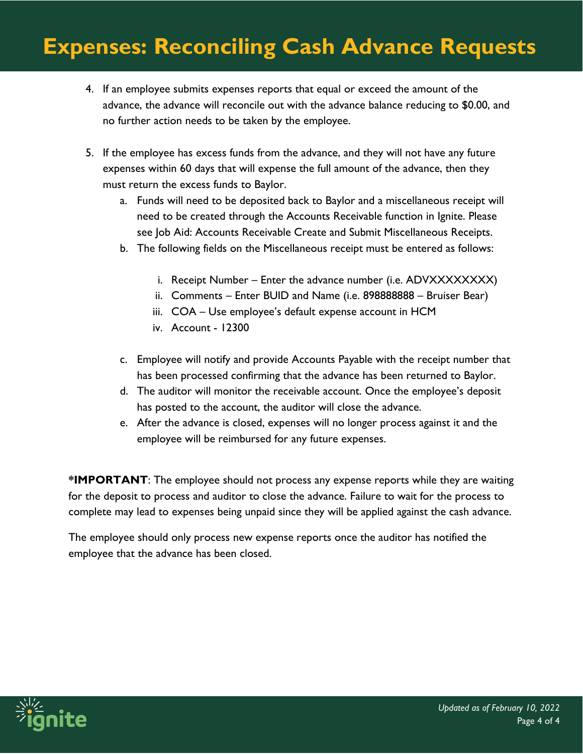# Expenses: Reconciling Cash Advance Requests

4. If an employee submits expenses reports that equal or exceed the amount of the advance, the advance will reconcile out with the advance balance reducing to $0.00, and no further action needs to be taken by the employee.

5. If the employee has excess funds from the advance, and they will not have any future expenses within 60 days that will expense the full amount of the advance, then they must return the excess funds to Baylor.
   a. Funds will need to be deposited back to Baylor and a miscellaneous receipt will need to be created through the Accounts Receivable function in Ignite. Please see Job Aid: Accounts Receivable Create and Submit Miscellaneous Receipts.
   b. The following fields on the Miscellaneous receipt must be entered as follows:
      i. Receipt Number – Enter the advance number (i.e. ADVXXXXXXXX)
      ii. Comments – Enter BUID and Name (i.e. 898888888 – Bruiser Bear)
      iii. COA – Use employee's default expense account in HCM
      iv. Account - 12300
   c. Employee will notify and provide Accounts Payable with the receipt number that has been processed confirming that the advance has been returned to Baylor.
   d. The auditor will monitor the receivable account. Once the employee's deposit has posted to the account, the auditor will close the advance.
   e. After the advance is closed, expenses will no longer process against it and the employee will be reimbursed for any future expenses.

**\*IMPORTANT**: The employee should not process any expense reports while they are waiting for the deposit to process and auditor to close the advance. Failure to wait for the process to complete may lead to expenses being unpaid since they will be applied against the cash advance.

The employee should only process new expense reports once the auditor has notified the employee that the advance has been closed.